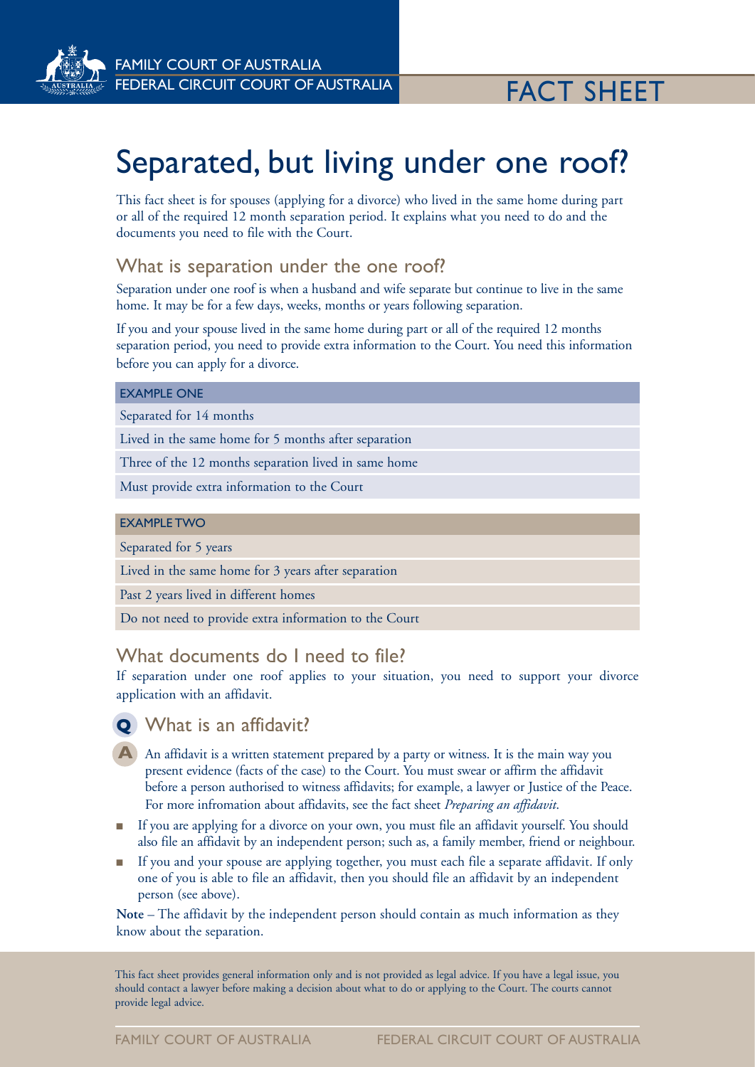FAMILY COURT OF AUSTRALIA
FEDERAL CIRCUIT COURT OF AUSTRALIA

FACT SHEET

# Separated, but living under one roof?

This fact sheet is for spouses (applying for a divorce) who lived in the same home during part or all of the required 12 month separation period. It explains what you need to do and the documents you need to file with the Court.

## What is separation under the one roof?

Separation under one roof is when a husband and wife separate but continue to live in the same home. It may be for a few days, weeks, months or years following separation.

If you and your spouse lived in the same home during part or all of the required 12 months separation period, you need to provide extra information to the Court. You need this information before you can apply for a divorce.

| EXAMPLE ONE |
| --- |
| Separated for 14 months |
| Lived in the same home for 5 months after separation |
| Three of the 12 months separation lived in same home |
| Must provide extra information to the Court |

| EXAMPLE TWO |
| --- |
| Separated for 5 years |
| Lived in the same home for 3 years after separation |
| Past 2 years lived in different homes |
| Do not need to provide extra information to the Court |

## What documents do I need to file?

If separation under one roof applies to your situation, you need to support your divorce application with an affidavit.

### Q What is an affidavit?

**A** An affidavit is a written statement prepared by a party or witness. It is the main way you present evidence (facts of the case) to the Court. You must swear or affirm the affidavit before a person authorised to witness affidavits; for example, a lawyer or Justice of the Peace. For more infromation about affidavits, see the fact sheet *Preparing an affidavit*.

- If you are applying for a divorce on your own, you must file an affidavit yourself. You should also file an affidavit by an independent person; such as, a family member, friend or neighbour.
- If you and your spouse are applying together, you must each file a separate affidavit. If only one of you is able to file an affidavit, then you should file an affidavit by an independent person (see above).

**Note** – The affidavit by the independent person should contain as much information as they know about the separation.

This fact sheet provides general information only and is not provided as legal advice. If you have a legal issue, you should contact a lawyer before making a decision about what to do or applying to the Court. The courts cannot provide legal advice.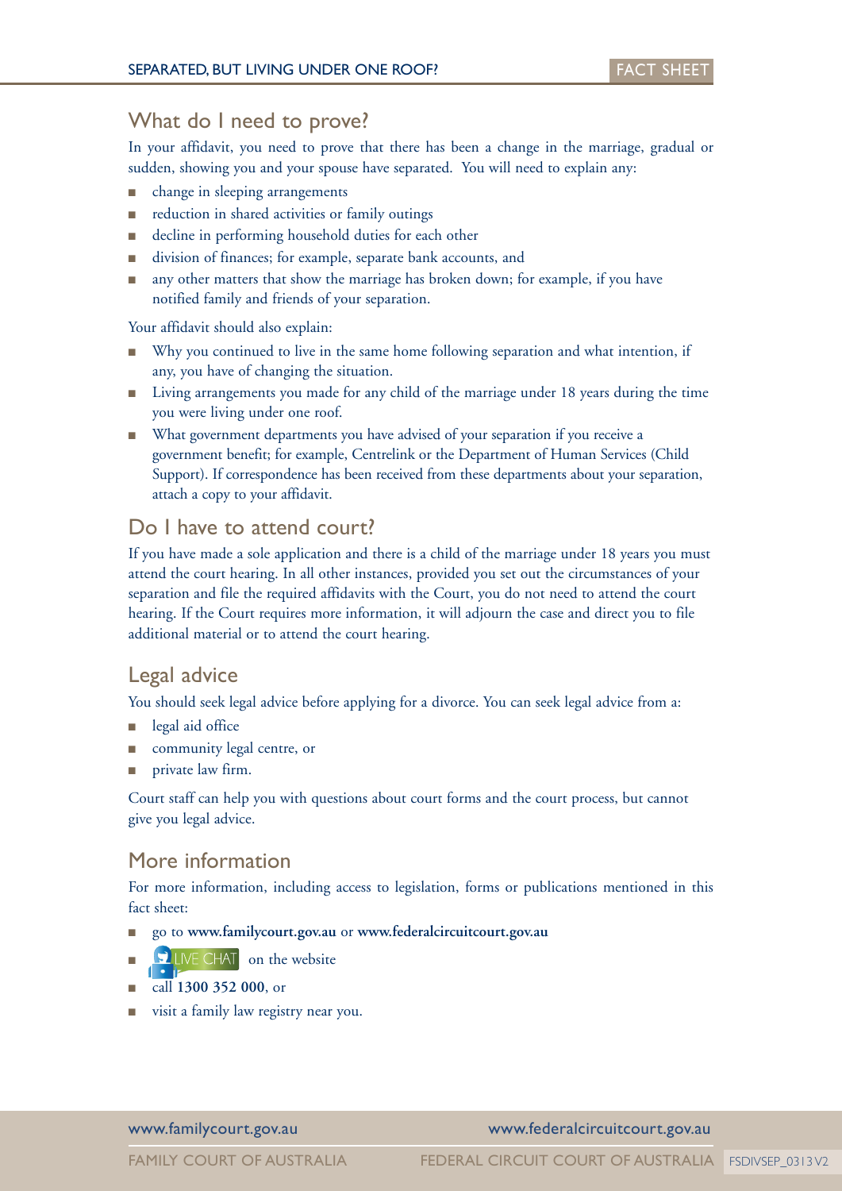## What do I need to prove?

In your affidavit, you need to prove that there has been a change in the marriage, gradual or sudden, showing you and your spouse have separated. You will need to explain any:

- change in sleeping arrangements
- reduction in shared activities or family outings
- decline in performing household duties for each other
- division of finances; for example, separate bank accounts, and
- any other matters that show the marriage has broken down; for example, if you have notified family and friends of your separation.

Your affidavit should also explain:

- Why you continued to live in the same home following separation and what intention, if any, you have of changing the situation.
- Living arrangements you made for any child of the marriage under 18 years during the time you were living under one roof.
- What government departments you have advised of your separation if you receive a government benefit; for example, Centrelink or the Department of Human Services (Child Support). If correspondence has been received from these departments about your separation, attach a copy to your affidavit.

## Do I have to attend court?

If you have made a sole application and there is a child of the marriage under 18 years you must attend the court hearing. In all other instances, provided you set out the circumstances of your separation and file the required affidavits with the Court, you do not need to attend the court hearing. If the Court requires more information, it will adjourn the case and direct you to file additional material or to attend the court hearing.

## Legal advice

You should seek legal advice before applying for a divorce. You can seek legal advice from a:

- legal aid office
- community legal centre, or
- private law firm.

Court staff can help you with questions about court forms and the court process, but cannot give you legal advice.

## More information

For more information, including access to legislation, forms or publications mentioned in this fact sheet:

- go to **www.familycourt.gov.au** or **www.federalcircuitcourt.gov.au**
- LIVE CHAT on the website
- call **1300 352 000**, or
- visit a family law registry near you.